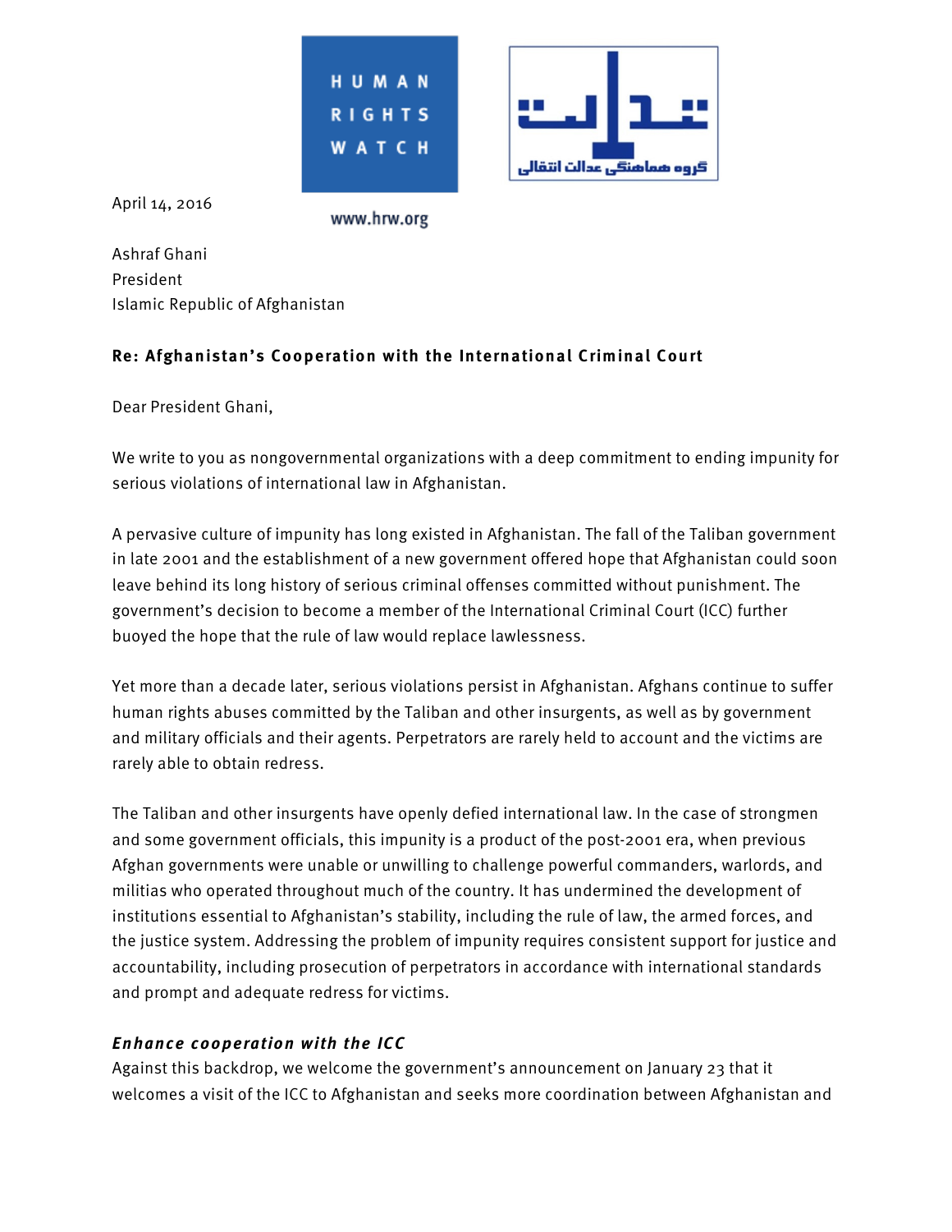HUMAN RIGHTS WATCH

www.hrw.org

عدالت

گروه هماهنگی عدالت انتقالی

April 14, 2016

Ashraf Ghani
President
Islamic Republic of Afghanistan

**Re: Afghanistan's Cooperation with the International Criminal Court**

Dear President Ghani,

We write to you as nongovernmental organizations with a deep commitment to ending impunity for serious violations of international law in Afghanistan.

A pervasive culture of impunity has long existed in Afghanistan. The fall of the Taliban government in late 2001 and the establishment of a new government offered hope that Afghanistan could soon leave behind its long history of serious criminal offenses committed without punishment. The government's decision to become a member of the International Criminal Court (ICC) further buoyed the hope that the rule of law would replace lawlessness.

Yet more than a decade later, serious violations persist in Afghanistan. Afghans continue to suffer human rights abuses committed by the Taliban and other insurgents, as well as by government and military officials and their agents. Perpetrators are rarely held to account and the victims are rarely able to obtain redress.

The Taliban and other insurgents have openly defied international law. In the case of strongmen and some government officials, this impunity is a product of the post-2001 era, when previous Afghan governments were unable or unwilling to challenge powerful commanders, warlords, and militias who operated throughout much of the country. It has undermined the development of institutions essential to Afghanistan's stability, including the rule of law, the armed forces, and the justice system. Addressing the problem of impunity requires consistent support for justice and accountability, including prosecution of perpetrators in accordance with international standards and prompt and adequate redress for victims.

***Enhance cooperation with the ICC***

Against this backdrop, we welcome the government's announcement on January 23 that it welcomes a visit of the ICC to Afghanistan and seeks more coordination between Afghanistan and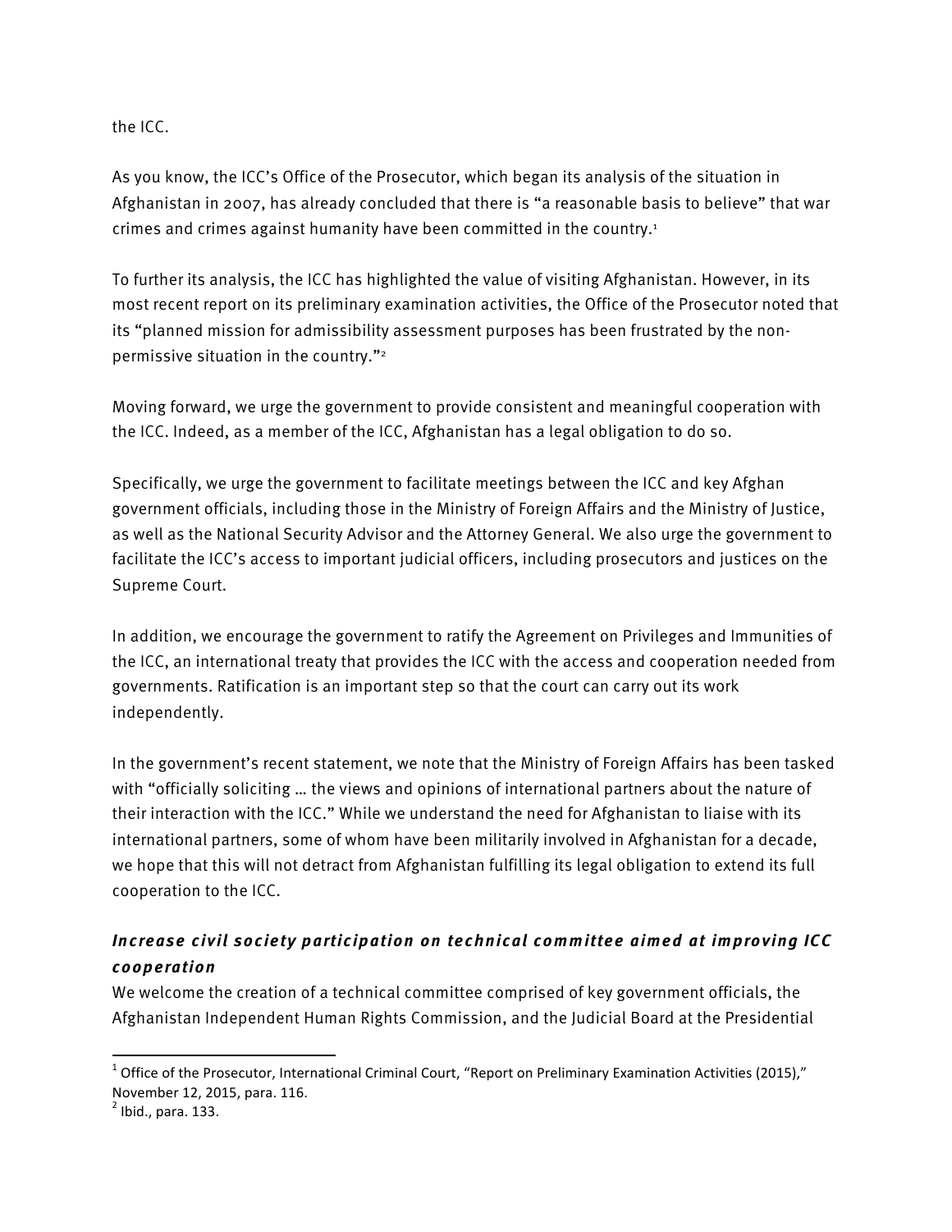the ICC.

As you know, the ICC's Office of the Prosecutor, which began its analysis of the situation in Afghanistan in 2007, has already concluded that there is "a reasonable basis to believe" that war crimes and crimes against humanity have been committed in the country.[1]

To further its analysis, the ICC has highlighted the value of visiting Afghanistan. However, in its most recent report on its preliminary examination activities, the Office of the Prosecutor noted that its "planned mission for admissibility assessment purposes has been frustrated by the non-permissive situation in the country."[2]

Moving forward, we urge the government to provide consistent and meaningful cooperation with the ICC. Indeed, as a member of the ICC, Afghanistan has a legal obligation to do so.

Specifically, we urge the government to facilitate meetings between the ICC and key Afghan government officials, including those in the Ministry of Foreign Affairs and the Ministry of Justice, as well as the National Security Advisor and the Attorney General. We also urge the government to facilitate the ICC's access to important judicial officers, including prosecutors and justices on the Supreme Court.

In addition, we encourage the government to ratify the Agreement on Privileges and Immunities of the ICC, an international treaty that provides the ICC with the access and cooperation needed from governments. Ratification is an important step so that the court can carry out its work independently.

In the government's recent statement, we note that the Ministry of Foreign Affairs has been tasked with "officially soliciting … the views and opinions of international partners about the nature of their interaction with the ICC." While we understand the need for Afghanistan to liaise with its international partners, some of whom have been militarily involved in Afghanistan for a decade, we hope that this will not detract from Afghanistan fulfilling its legal obligation to extend its full cooperation to the ICC.

### *Increase civil society participation on technical committee aimed at improving ICC cooperation*

We welcome the creation of a technical committee comprised of key government officials, the Afghanistan Independent Human Rights Commission, and the Judicial Board at the Presidential

---

[1] Office of the Prosecutor, International Criminal Court, "Report on Preliminary Examination Activities (2015)," November 12, 2015, para. 116.

[2] Ibid., para. 133.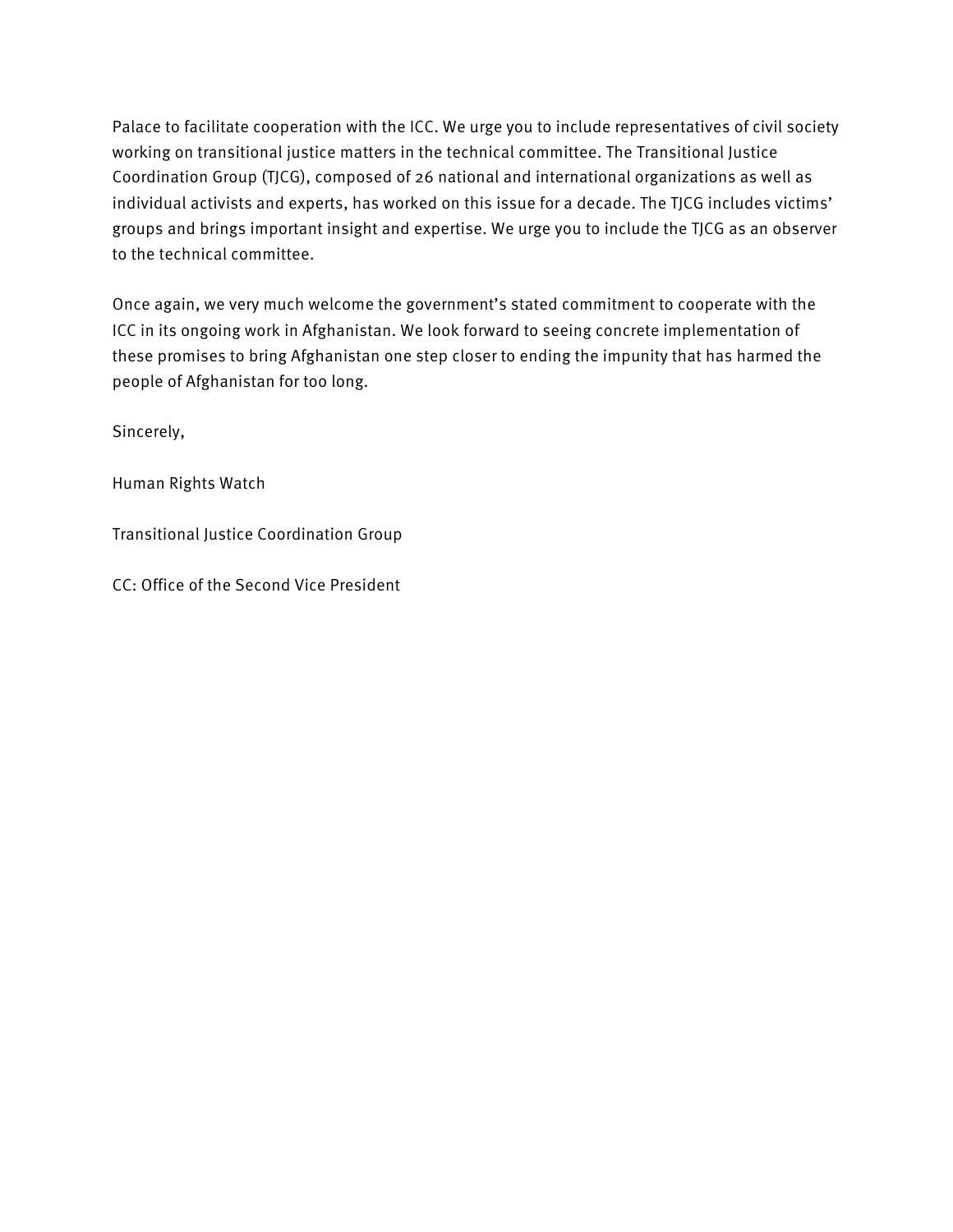Palace to facilitate cooperation with the ICC. We urge you to include representatives of civil society working on transitional justice matters in the technical committee. The Transitional Justice Coordination Group (TJCG), composed of 26 national and international organizations as well as individual activists and experts, has worked on this issue for a decade. The TJCG includes victims' groups and brings important insight and expertise. We urge you to include the TJCG as an observer to the technical committee.

Once again, we very much welcome the government's stated commitment to cooperate with the ICC in its ongoing work in Afghanistan. We look forward to seeing concrete implementation of these promises to bring Afghanistan one step closer to ending the impunity that has harmed the people of Afghanistan for too long.

Sincerely,

Human Rights Watch

Transitional Justice Coordination Group

CC: Office of the Second Vice President